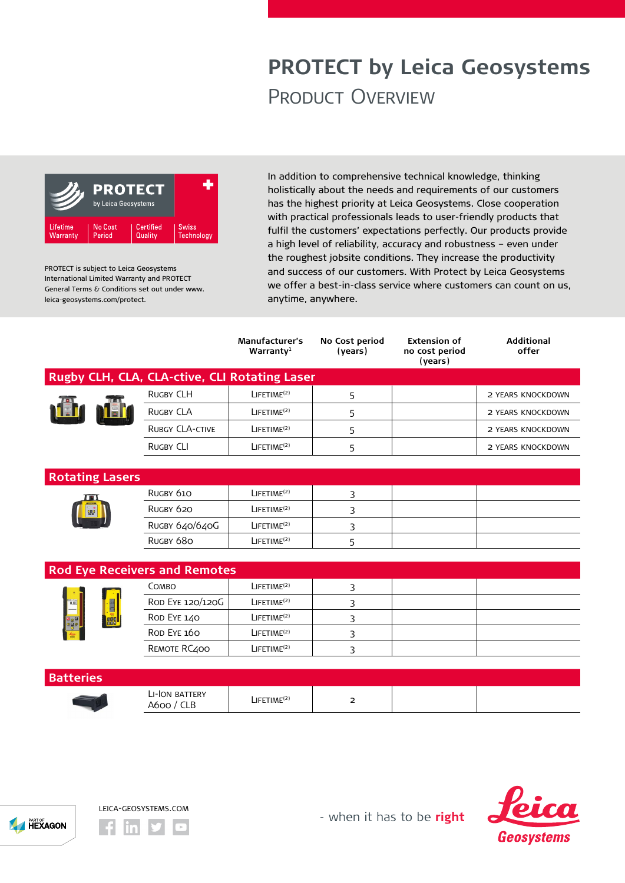# PROTECT by Leica Geosystems

## Product Overview

PROTECT by Leica Geosystems

Lifetime Warranty | No Cost Period | Certified Quality | Swiss Technology

PROTECT is subject to Leica Geosystems International Limited Warranty and PROTECT General Terms & Conditions set out under www.leica-geosystems.com/protect.

In addition to comprehensive technical knowledge, thinking holistically about the needs and requirements of our customers has the highest priority at Leica Geosystems. Close cooperation with practical professionals leads to user-friendly products that fulfil the customers' expectations perfectly. Our products provide a high level of reliability, accuracy and robustness – even under the roughest jobsite conditions. They increase the productivity and success of our customers. With Protect by Leica Geosystems we offer a best-in-class service where customers can count on us, anytime, anywhere.

| | Manufacturer's Warranty[1] | No Cost period (years) | Extension of no cost period (years) | Additional offer |
|---|---|---|---|---|
| **Rugby CLH, CLA, CLA-ctive, CLI Rotating Laser** | | | | |
| Rugby CLH | Lifetime[(2)] | 5 | | 2 years knockdown |
| Rugby CLA | Lifetime[(2)] | 5 | | 2 years knockdown |
| Rugby CLA-ctive | Lifetime[(2)] | 5 | | 2 years knockdown |
| Rugby CLI | Lifetime[(2)] | 5 | | 2 years knockdown |
| **Rotating Lasers** | | | | |
| Rugby 610 | Lifetime[(2)] | 3 | | |
| Rugby 620 | Lifetime[(2)] | 3 | | |
| Rugby 640/640G | Lifetime[(2)] | 3 | | |
| Rugby 680 | Lifetime[(2)] | 5 | | |
| **Rod Eye Receivers and Remotes** | | | | |
| Combo | Lifetime[(2)] | 3 | | |
| Rod Eye 120/120G | Lifetime[(2)] | 3 | | |
| Rod Eye 140 | Lifetime[(2)] | 3 | | |
| Rod Eye 160 | Lifetime[(2)] | 3 | | |
| Remote RC400 | Lifetime[(2)] | 3 | | |
| **Batteries** | | | | |
| Li-Ion battery A600 / CLB | Lifetime[(2)] | 2 | | |

LEICA-GEOSYSTEMS.COM

- when it has to be **right**

Leica Geosystems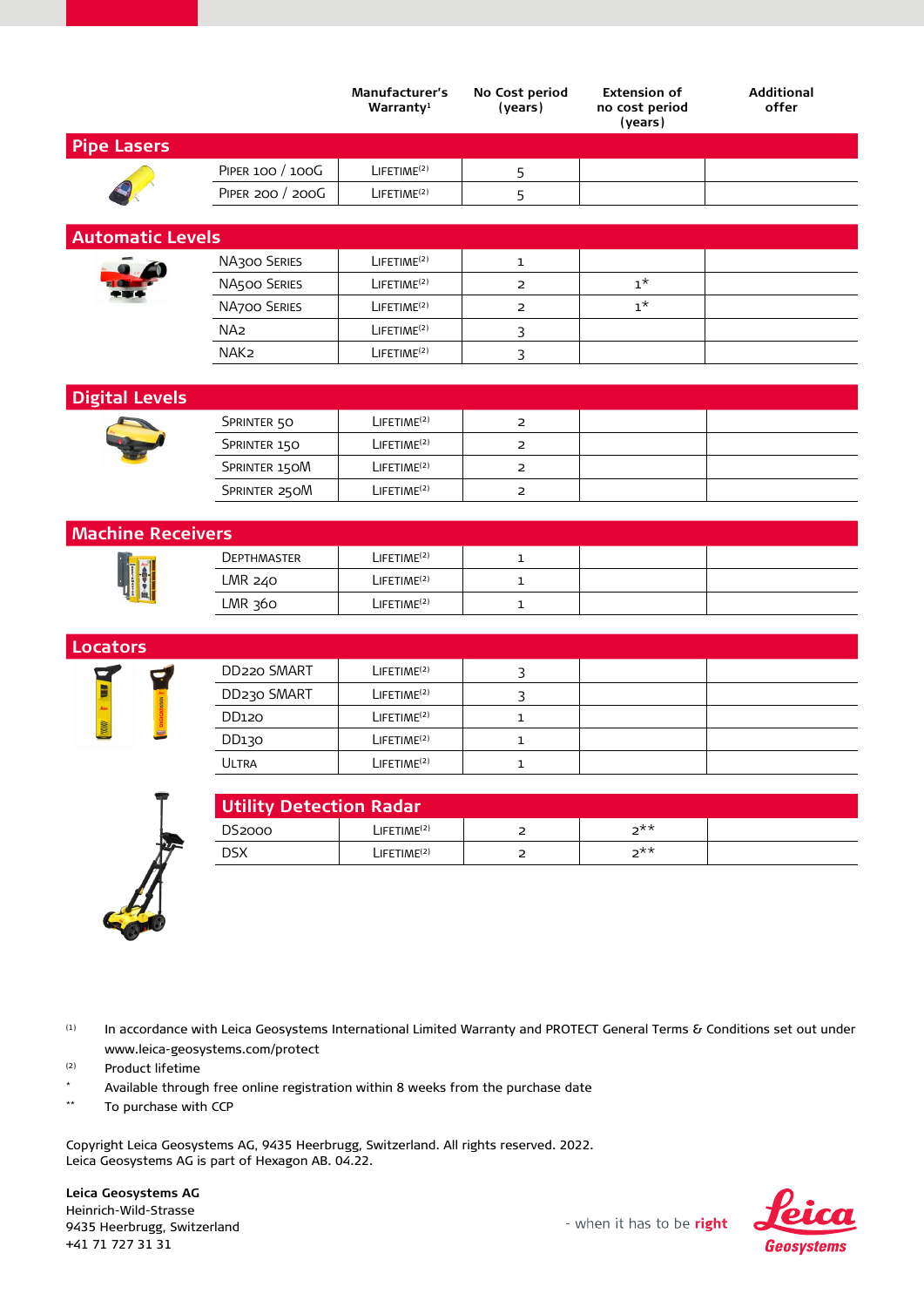| | Manufacturer's Warranty[1] | No Cost period (years) | Extension of no cost period (years) | Additional offer |
|---|---|---|---|---|
| **Pipe Lasers** | | | | |
| Piper 100 / 100G | Lifetime[(2)] | 5 | | |
| Piper 200 / 200G | Lifetime[(2)] | 5 | | |
| **Automatic Levels** | | | | |
| NA300 Series | Lifetime[(2)] | 1 | | |
| NA500 Series | Lifetime[(2)] | 2 | 1* | |
| NA700 Series | Lifetime[(2)] | 2 | 1* | |
| NA2 | Lifetime[(2)] | 3 | | |
| NAK2 | Lifetime[(2)] | 3 | | |
| **Digital Levels** | | | | |
| Sprinter 50 | Lifetime[(2)] | 2 | | |
| Sprinter 150 | Lifetime[(2)] | 2 | | |
| Sprinter 150M | Lifetime[(2)] | 2 | | |
| Sprinter 250M | Lifetime[(2)] | 2 | | |
| **Machine Receivers** | | | | |
| Depthmaster | Lifetime[(2)] | 1 | | |
| LMR 240 | Lifetime[(2)] | 1 | | |
| LMR 360 | Lifetime[(2)] | 1 | | |
| **Locators** | | | | |
| DD220 SMART | Lifetime[(2)] | 3 | | |
| DD230 SMART | Lifetime[(2)] | 3 | | |
| DD120 | Lifetime[(2)] | 1 | | |
| DD130 | Lifetime[(2)] | 1 | | |
| Ultra | Lifetime[(2)] | 1 | | |
| **Utility Detection Radar** | | | | |
| DS2000 | Lifetime[(2)] | 2 | 2** | |
| DSX | Lifetime[(2)] | 2 | 2** | |

(1) In accordance with Leica Geosystems International Limited Warranty and PROTECT General Terms & Conditions set out under www.leica-geosystems.com/protect

(2) Product lifetime

\* Available through free online registration within 8 weeks from the purchase date

\*\* To purchase with CCP

Copyright Leica Geosystems AG, 9435 Heerbrugg, Switzerland. All rights reserved. 2022.
Leica Geosystems AG is part of Hexagon AB. 04.22.

**Leica Geosystems AG**
Heinrich-Wild-Strasse
9435 Heerbrugg, Switzerland
+41 71 727 31 31

- when it has to be **right**

Leica Geosystems